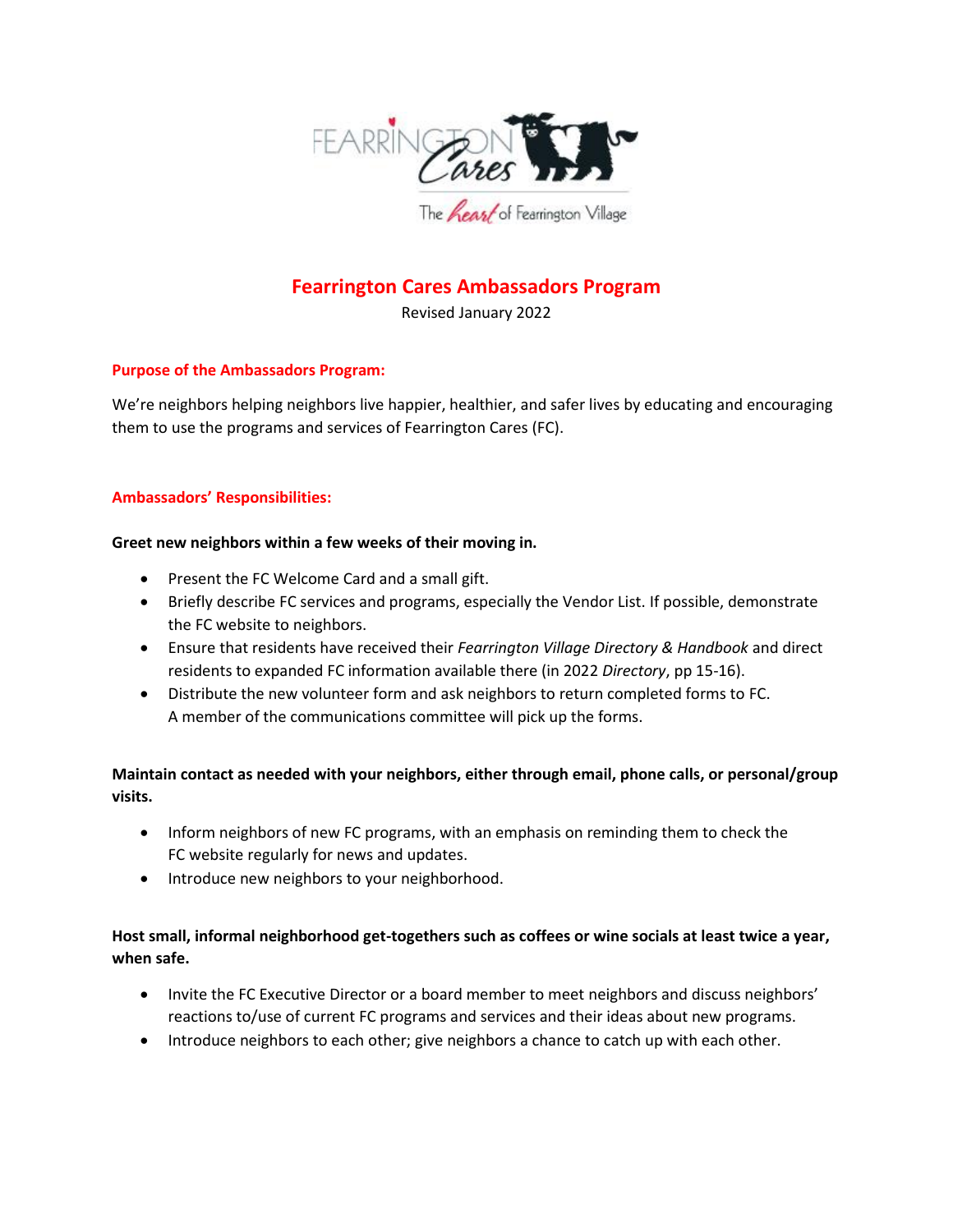# Fearrington Cares Ambassadors Program

Revised January 2022

## Purpose of the Ambassadors Program:

We're neighbors helping neighbors live happier, healthier, and safer lives by educating and encouraging them to use the programs and services of Fearrington Cares (FC).

## Ambassadors' Responsibilities:

**Greet new neighbors within a few weeks of their moving in.**

- Present the FC Welcome Card and a small gift.
- Briefly describe FC services and programs, especially the Vendor List. If possible, demonstrate the FC website to neighbors.
- Ensure that residents have received their *Fearrington Village Directory & Handbook* and direct residents to expanded FC information available there (in 2022 *Directory*, pp 15-16).
- Distribute the new volunteer form and ask neighbors to return completed forms to FC. A member of the communications committee will pick up the forms.

**Maintain contact as needed with your neighbors, either through email, phone calls, or personal/group visits.**

- Inform neighbors of new FC programs, with an emphasis on reminding them to check the FC website regularly for news and updates.
- Introduce new neighbors to your neighborhood.

**Host small, informal neighborhood get-togethers such as coffees or wine socials at least twice a year, when safe.**

- Invite the FC Executive Director or a board member to meet neighbors and discuss neighbors' reactions to/use of current FC programs and services and their ideas about new programs.
- Introduce neighbors to each other; give neighbors a chance to catch up with each other.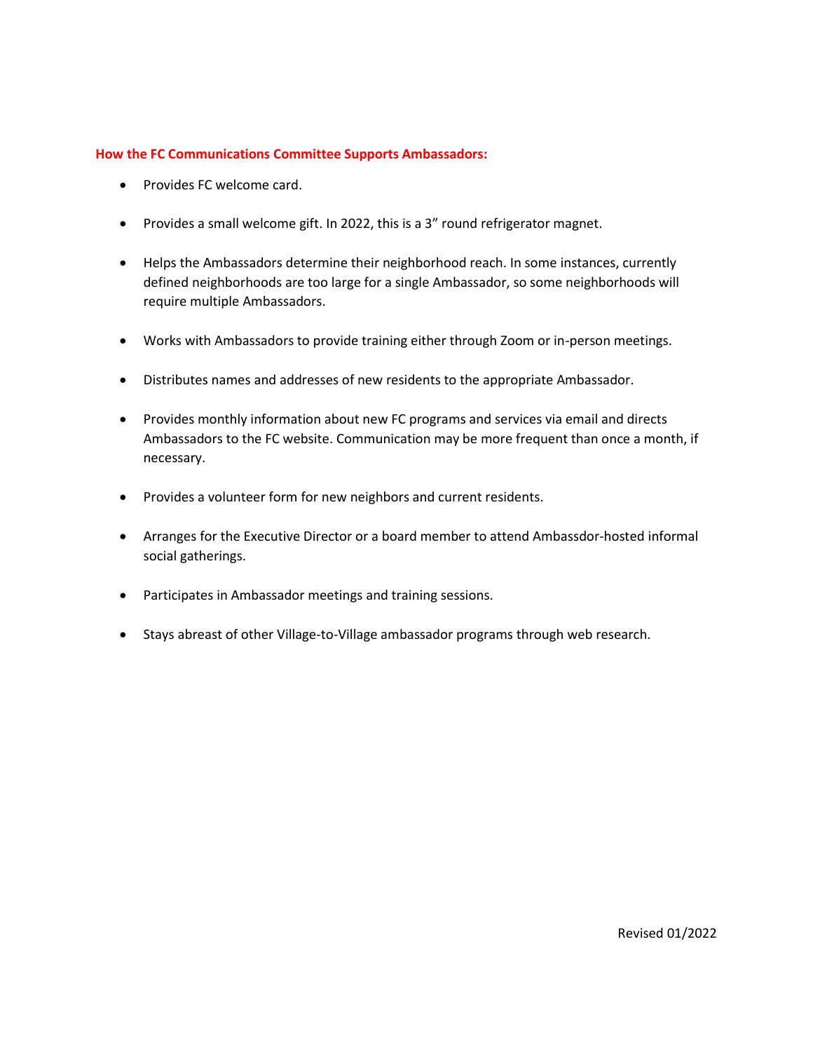**How the FC Communications Committee Supports Ambassadors:**

- Provides FC welcome card.
- Provides a small welcome gift. In 2022, this is a 3" round refrigerator magnet.
- Helps the Ambassadors determine their neighborhood reach. In some instances, currently defined neighborhoods are too large for a single Ambassador, so some neighborhoods will require multiple Ambassadors.
- Works with Ambassadors to provide training either through Zoom or in-person meetings.
- Distributes names and addresses of new residents to the appropriate Ambassador.
- Provides monthly information about new FC programs and services via email and directs Ambassadors to the FC website. Communication may be more frequent than once a month, if necessary.
- Provides a volunteer form for new neighbors and current residents.
- Arranges for the Executive Director or a board member to attend Ambassdor-hosted informal social gatherings.
- Participates in Ambassador meetings and training sessions.
- Stays abreast of other Village-to-Village ambassador programs through web research.

Revised 01/2022